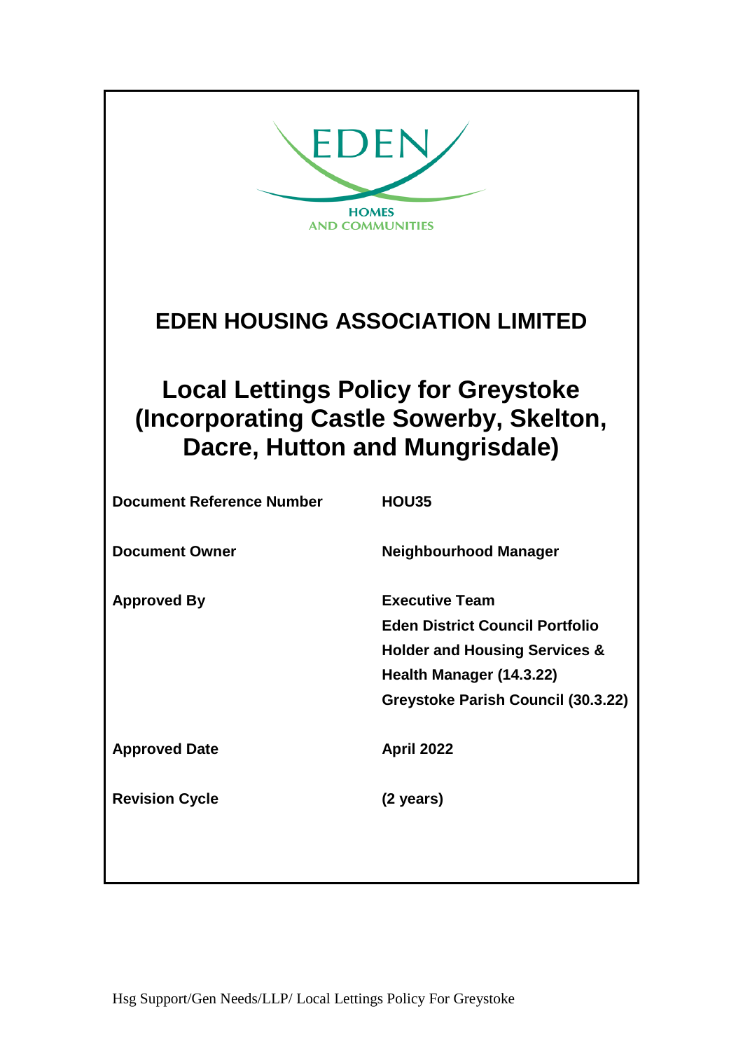EDEN

HOMES
AND COMMUNITIES

# EDEN HOUSING ASSOCIATION LIMITED

# Local Lettings Policy for Greystoke (Incorporating Castle Sowerby, Skelton, Dacre, Hutton and Mungrisdale)

| | |
|---|---|
| **Document Reference Number** | **HOU35** |
| **Document Owner** | **Neighbourhood Manager** |
| **Approved By** | **Executive Team**<br>**Eden District Council Portfolio Holder and Housing Services & Health Manager (14.3.22)**<br>**Greystoke Parish Council (30.3.22)** |
| **Approved Date** | **April 2022** |
| **Revision Cycle** | **(2 years)** |

Hsg Support/Gen Needs/LLP/ Local Lettings Policy For Greystoke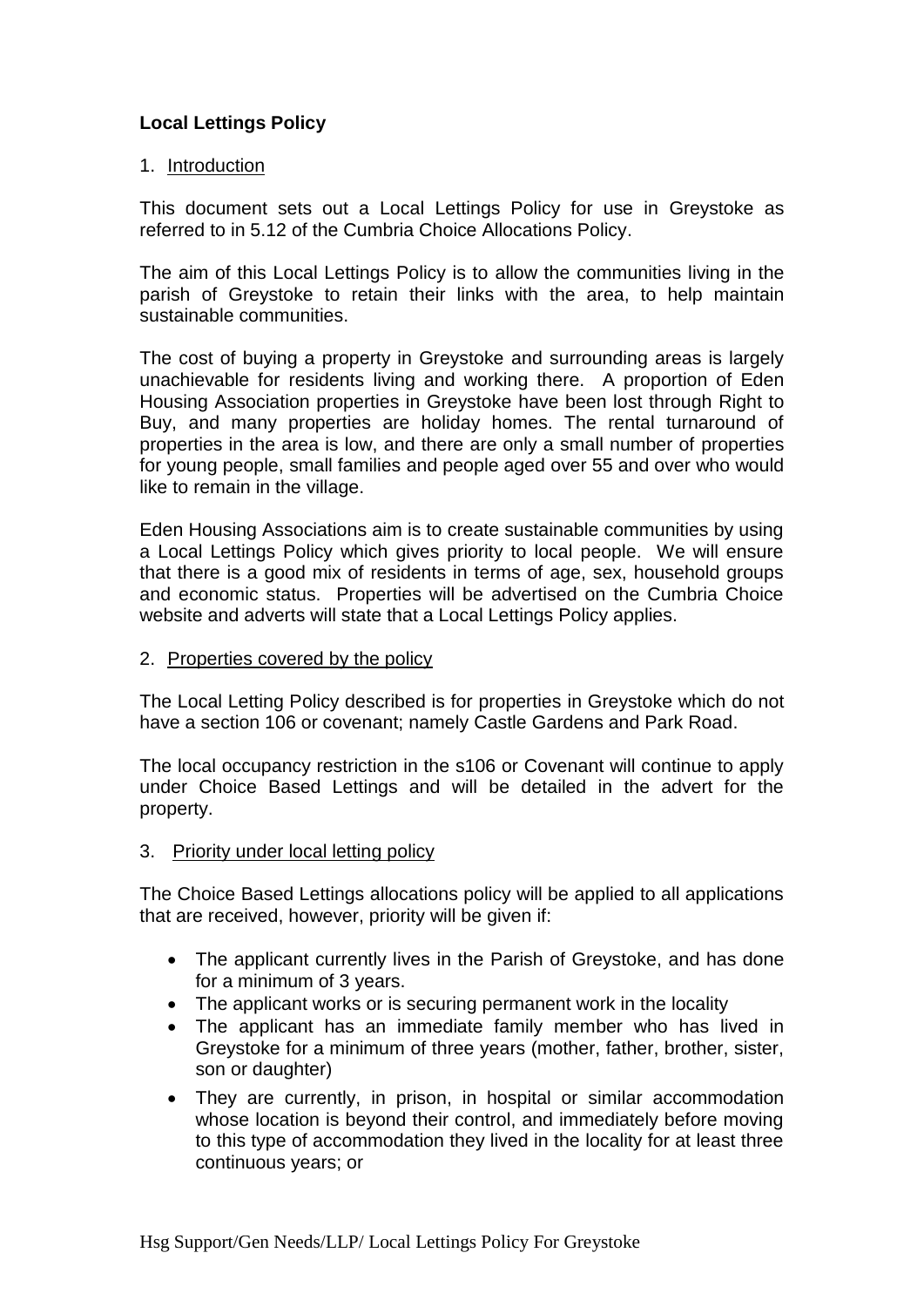**Local Lettings Policy**

1. Introduction

This document sets out a Local Lettings Policy for use in Greystoke as referred to in 5.12 of the Cumbria Choice Allocations Policy.

The aim of this Local Lettings Policy is to allow the communities living in the parish of Greystoke to retain their links with the area, to help maintain sustainable communities.

The cost of buying a property in Greystoke and surrounding areas is largely unachievable for residents living and working there. A proportion of Eden Housing Association properties in Greystoke have been lost through Right to Buy, and many properties are holiday homes. The rental turnaround of properties in the area is low, and there are only a small number of properties for young people, small families and people aged over 55 and over who would like to remain in the village.

Eden Housing Associations aim is to create sustainable communities by using a Local Lettings Policy which gives priority to local people. We will ensure that there is a good mix of residents in terms of age, sex, household groups and economic status. Properties will be advertised on the Cumbria Choice website and adverts will state that a Local Lettings Policy applies.

2. Properties covered by the policy

The Local Letting Policy described is for properties in Greystoke which do not have a section 106 or covenant; namely Castle Gardens and Park Road.

The local occupancy restriction in the s106 or Covenant will continue to apply under Choice Based Lettings and will be detailed in the advert for the property.

3. Priority under local letting policy

The Choice Based Lettings allocations policy will be applied to all applications that are received, however, priority will be given if:

- The applicant currently lives in the Parish of Greystoke, and has done for a minimum of 3 years.
- The applicant works or is securing permanent work in the locality
- The applicant has an immediate family member who has lived in Greystoke for a minimum of three years (mother, father, brother, sister, son or daughter)
- They are currently, in prison, in hospital or similar accommodation whose location is beyond their control, and immediately before moving to this type of accommodation they lived in the locality for at least three continuous years; or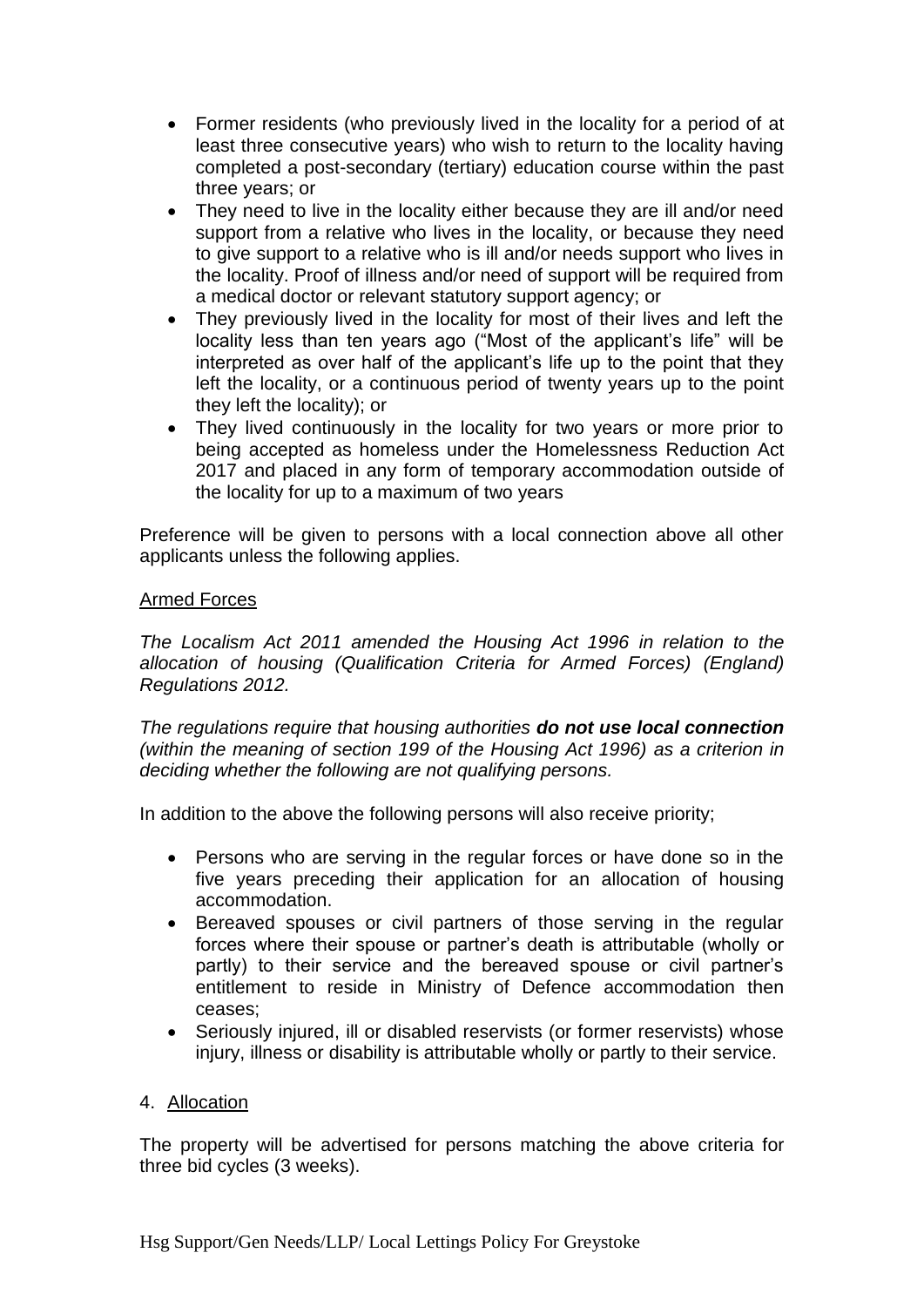- Former residents (who previously lived in the locality for a period of at least three consecutive years) who wish to return to the locality having completed a post-secondary (tertiary) education course within the past three years; or
- They need to live in the locality either because they are ill and/or need support from a relative who lives in the locality, or because they need to give support to a relative who is ill and/or needs support who lives in the locality. Proof of illness and/or need of support will be required from a medical doctor or relevant statutory support agency; or
- They previously lived in the locality for most of their lives and left the locality less than ten years ago ("Most of the applicant's life" will be interpreted as over half of the applicant's life up to the point that they left the locality, or a continuous period of twenty years up to the point they left the locality); or
- They lived continuously in the locality for two years or more prior to being accepted as homeless under the Homelessness Reduction Act 2017 and placed in any form of temporary accommodation outside of the locality for up to a maximum of two years

Preference will be given to persons with a local connection above all other applicants unless the following applies.

<u>Armed Forces</u>

*The Localism Act 2011 amended the Housing Act 1996 in relation to the allocation of housing (Qualification Criteria for Armed Forces) (England) Regulations 2012.*

*The regulations require that housing authorities* ***do not use local connection*** *(within the meaning of section 199 of the Housing Act 1996) as a criterion in deciding whether the following are not qualifying persons.*

In addition to the above the following persons will also receive priority;

- Persons who are serving in the regular forces or have done so in the five years preceding their application for an allocation of housing accommodation.
- Bereaved spouses or civil partners of those serving in the regular forces where their spouse or partner's death is attributable (wholly or partly) to their service and the bereaved spouse or civil partner's entitlement to reside in Ministry of Defence accommodation then ceases;
- Seriously injured, ill or disabled reservists (or former reservists) whose injury, illness or disability is attributable wholly or partly to their service.

4. <u>Allocation</u>

The property will be advertised for persons matching the above criteria for three bid cycles (3 weeks).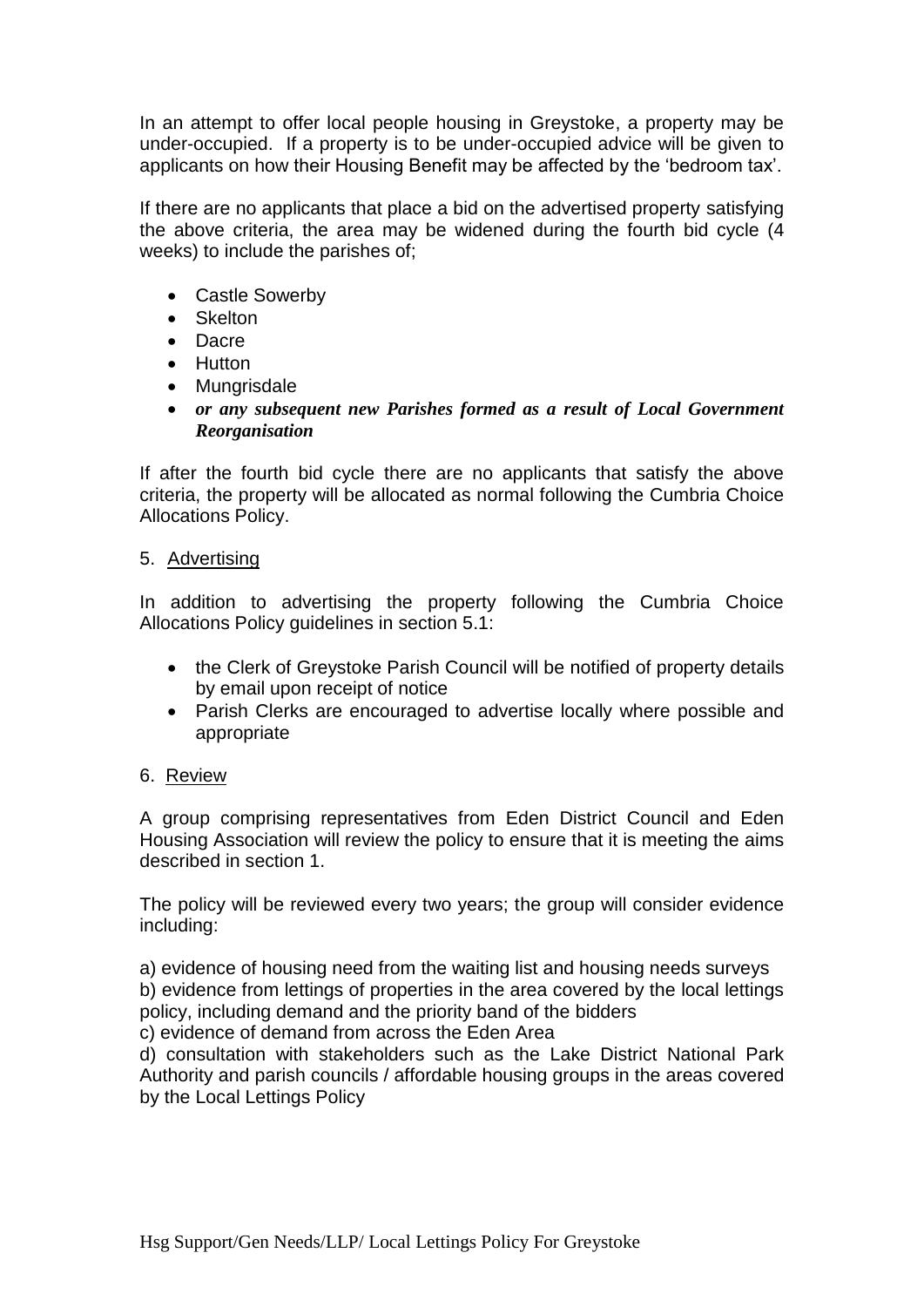In an attempt to offer local people housing in Greystoke, a property may be under-occupied. If a property is to be under-occupied advice will be given to applicants on how their Housing Benefit may be affected by the 'bedroom tax'.

If there are no applicants that place a bid on the advertised property satisfying the above criteria, the area may be widened during the fourth bid cycle (4 weeks) to include the parishes of;

- Castle Sowerby
- Skelton
- Dacre
- Hutton
- Mungrisdale
- ***or any subsequent new Parishes formed as a result of Local Government Reorganisation***

If after the fourth bid cycle there are no applicants that satisfy the above criteria, the property will be allocated as normal following the Cumbria Choice Allocations Policy.

5. Advertising

In addition to advertising the property following the Cumbria Choice Allocations Policy guidelines in section 5.1:

- the Clerk of Greystoke Parish Council will be notified of property details by email upon receipt of notice
- Parish Clerks are encouraged to advertise locally where possible and appropriate

6. Review

A group comprising representatives from Eden District Council and Eden Housing Association will review the policy to ensure that it is meeting the aims described in section 1.

The policy will be reviewed every two years; the group will consider evidence including:

a) evidence of housing need from the waiting list and housing needs surveys
b) evidence from lettings of properties in the area covered by the local lettings policy, including demand and the priority band of the bidders
c) evidence of demand from across the Eden Area
d) consultation with stakeholders such as the Lake District National Park Authority and parish councils / affordable housing groups in the areas covered by the Local Lettings Policy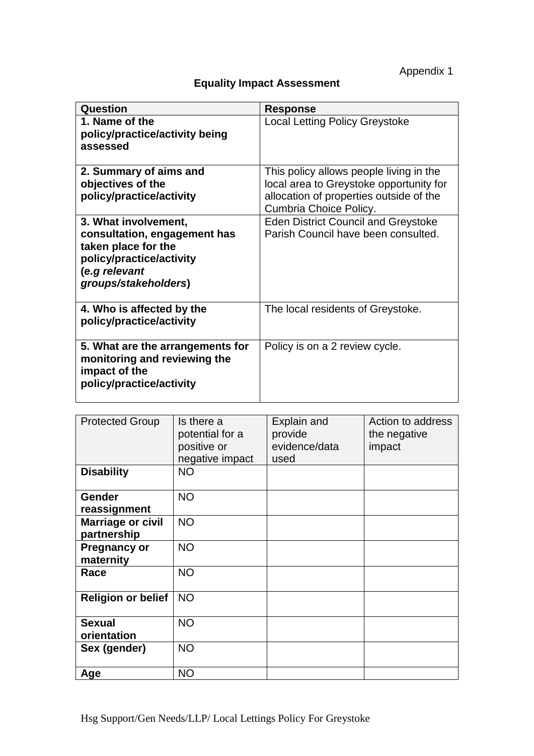Appendix 1

## Equality Impact Assessment

| Question | Response |
|---|---|
| **1. Name of the policy/practice/activity being assessed** | Local Letting Policy Greystoke |
| **2. Summary of aims and objectives of the policy/practice/activity** | This policy allows people living in the local area to Greystoke opportunity for allocation of properties outside of the Cumbria Choice Policy. |
| **3. What involvement, consultation, engagement has taken place for the policy/practice/activity (*e.g relevant groups/stakeholders*)** | Eden District Council and Greystoke Parish Council have been consulted. |
| **4. Who is affected by the policy/practice/activity** | The local residents of Greystoke. |
| **5. What are the arrangements for monitoring and reviewing the impact of the policy/practice/activity** | Policy is on a 2 review cycle. |

| Protected Group | Is there a potential for a positive or negative impact | Explain and provide evidence/data used | Action to address the negative impact |
|---|---|---|---|
| **Disability** | NO | | |
| **Gender reassignment** | NO | | |
| **Marriage or civil partnership** | NO | | |
| **Pregnancy or maternity** | NO | | |
| **Race** | NO | | |
| **Religion or belief** | NO | | |
| **Sexual orientation** | NO | | |
| **Sex (gender)** | NO | | |
| **Age** | NO | | |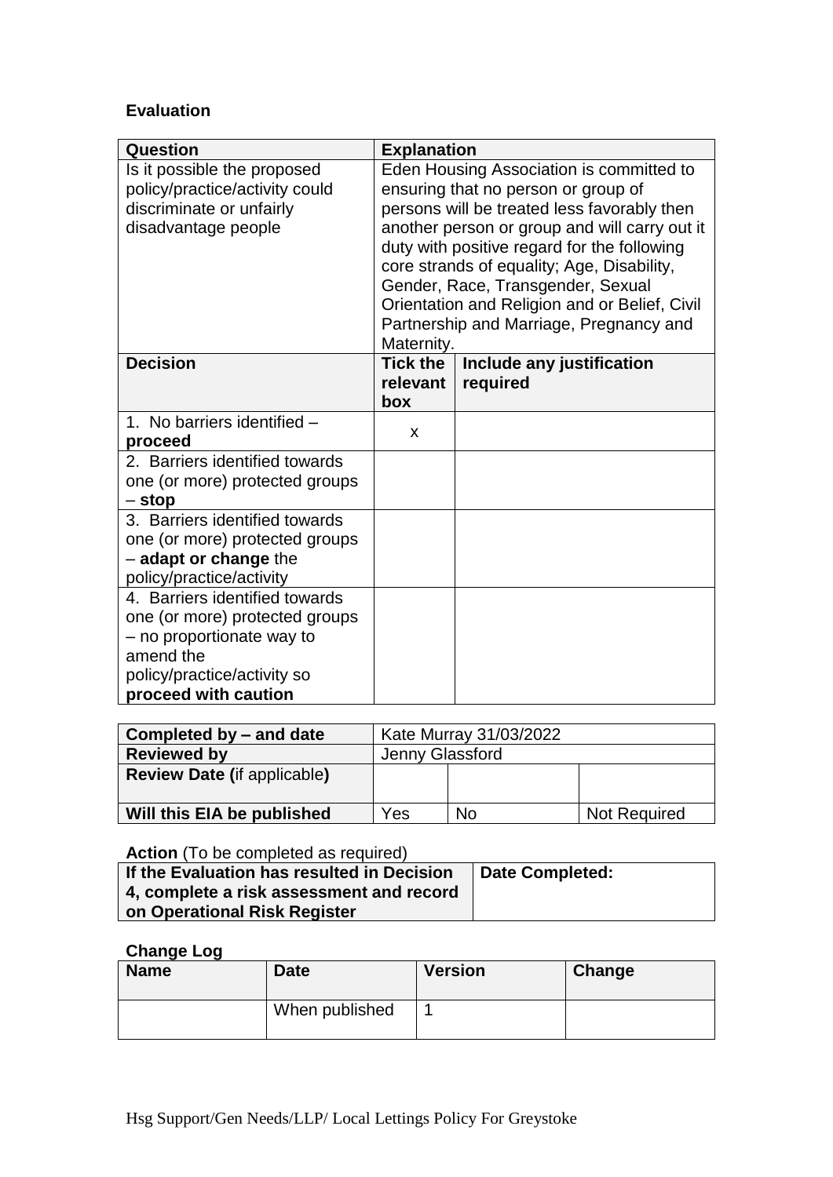**Evaluation**

| Question | Explanation | |
|---|---|---|
| Is it possible the proposed policy/practice/activity could discriminate or unfairly disadvantage people | Eden Housing Association is committed to ensuring that no person or group of persons will be treated less favorably then another person or group and will carry out it duty with positive regard for the following core strands of equality; Age, Disability, Gender, Race, Transgender, Sexual Orientation and Religion and or Belief, Civil Partnership and Marriage, Pregnancy and Maternity. | |
| **Decision** | **Tick the relevant box** | **Include any justification required** |
| 1. No barriers identified – **proceed** | x | |
| 2. Barriers identified towards one (or more) protected groups – **stop** | | |
| 3. Barriers identified towards one (or more) protected groups – **adapt or change** the policy/practice/activity | | |
| 4. Barriers identified towards one (or more) protected groups – no proportionate way to amend the policy/practice/activity so **proceed with caution** | | |

| | | | |
|---|---|---|---|
| **Completed by – and date** | Kate Murray 31/03/2022 | | |
| **Reviewed by** | Jenny Glassford | | |
| **Review Date (**if applicable**)** | | | |
| **Will this EIA be published** | Yes | No | Not Required |

**Action** (To be completed as required)

| | |
|---|---|
| **If the Evaluation has resulted in Decision 4, complete a risk assessment and record on Operational Risk Register** | **Date Completed:** |

**Change Log**

| Name | Date | Version | Change |
|---|---|---|---|
| | When published | 1 | |